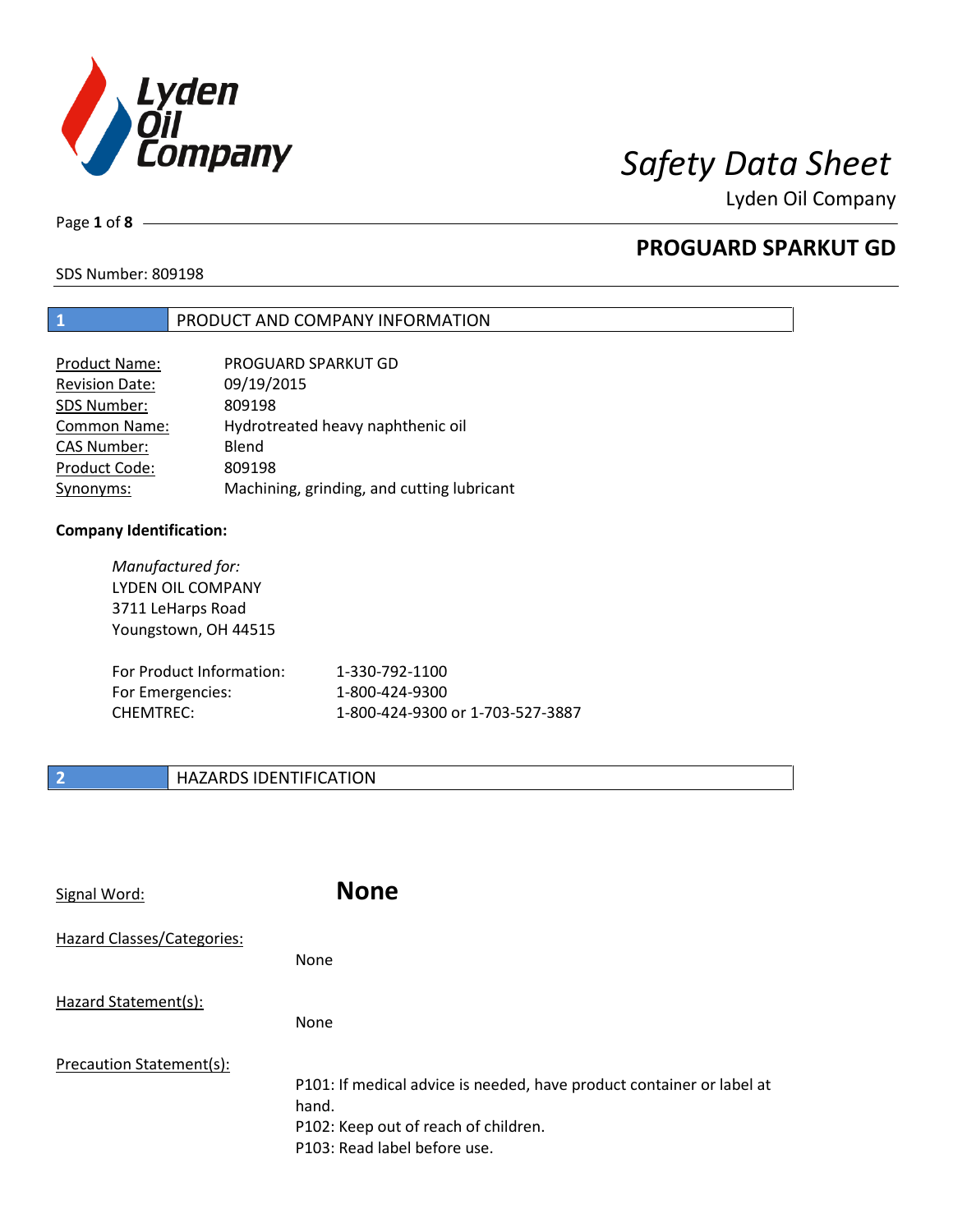# Safety Data Sheet

Lyden Oil Company

## PROGUARD SPARKUT GD

SDS Number: 809198

## 1 PRODUCT AND COMPANY INFORMATION

| | |
|---|---|
| Product Name: | PROGUARD SPARKUT GD |
| Revision Date: | 09/19/2015 |
| SDS Number: | 809198 |
| Common Name: | Hydrotreated heavy naphthenic oil |
| CAS Number: | Blend |
| Product Code: | 809198 |
| Synonyms: | Machining, grinding, and cutting lubricant |

**Company Identification:**

*Manufactured for:*
LYDEN OIL COMPANY
3711 LeHarps Road
Youngstown, OH 44515

| | |
|---|---|
| For Product Information: | 1-330-792-1100 |
| For Emergencies: | 1-800-424-9300 |
| CHEMTREC: | 1-800-424-9300 or 1-703-527-3887 |

## 2 HAZARDS IDENTIFICATION

Signal Word: **None**

Hazard Classes/Categories:

None

Hazard Statement(s):

None

Precaution Statement(s):

P101: If medical advice is needed, have product container or label at hand.
P102: Keep out of reach of children.
P103: Read label before use.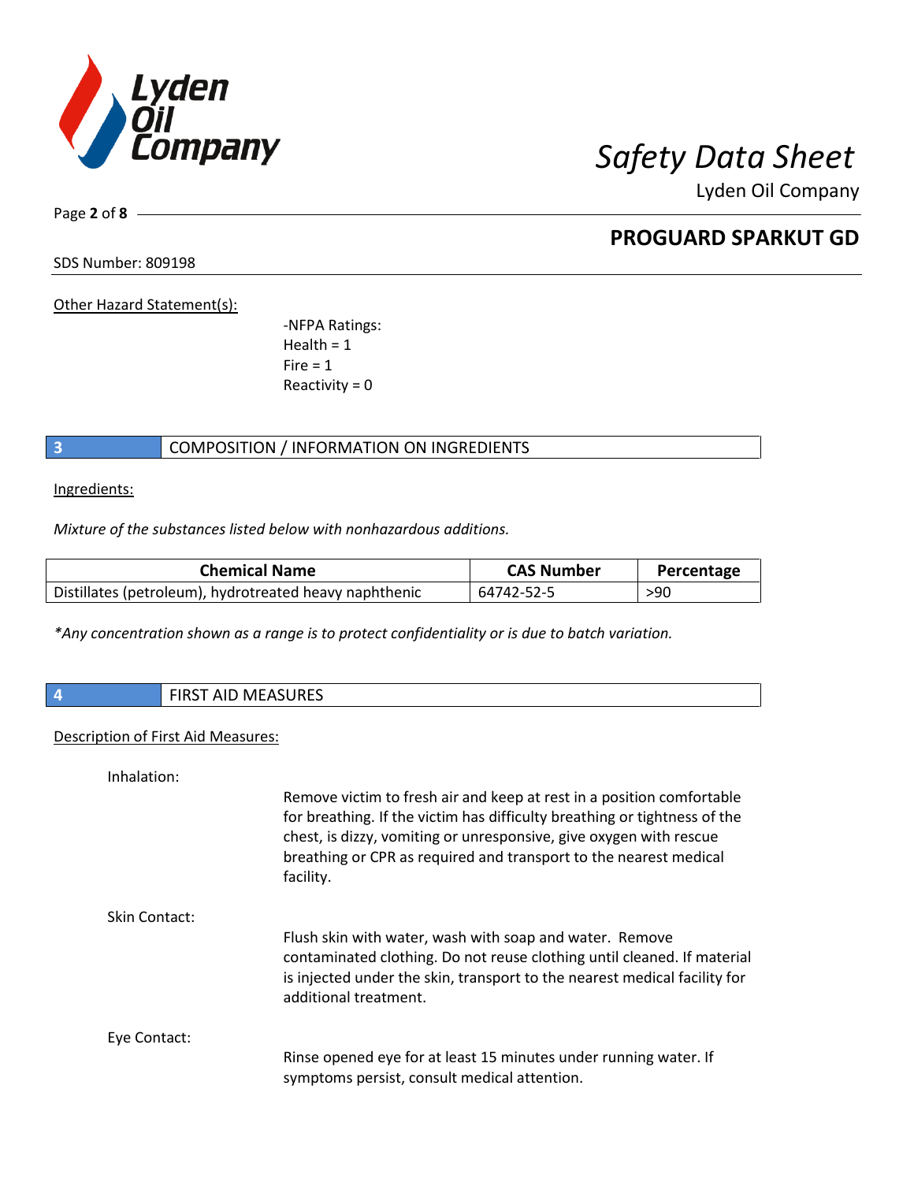Other Hazard Statement(s):

-NFPA Ratings:
Health = 1
Fire = 1
Reactivity = 0

## 3 COMPOSITION / INFORMATION ON INGREDIENTS

Ingredients:

*Mixture of the substances listed below with nonhazardous additions.*

| Chemical Name | CAS Number | Percentage |
|---|---|---|
| Distillates (petroleum), hydrotreated heavy naphthenic | 64742-52-5 | >90 |

**Any concentration shown as a range is to protect confidentiality or is due to batch variation.*

## 4 FIRST AID MEASURES

Description of First Aid Measures:

Inhalation:

Remove victim to fresh air and keep at rest in a position comfortable for breathing. If the victim has difficulty breathing or tightness of the chest, is dizzy, vomiting or unresponsive, give oxygen with rescue breathing or CPR as required and transport to the nearest medical facility.

Skin Contact:

Flush skin with water, wash with soap and water. Remove contaminated clothing. Do not reuse clothing until cleaned. If material is injected under the skin, transport to the nearest medical facility for additional treatment.

Eye Contact:

Rinse opened eye for at least 15 minutes under running water. If symptoms persist, consult medical attention.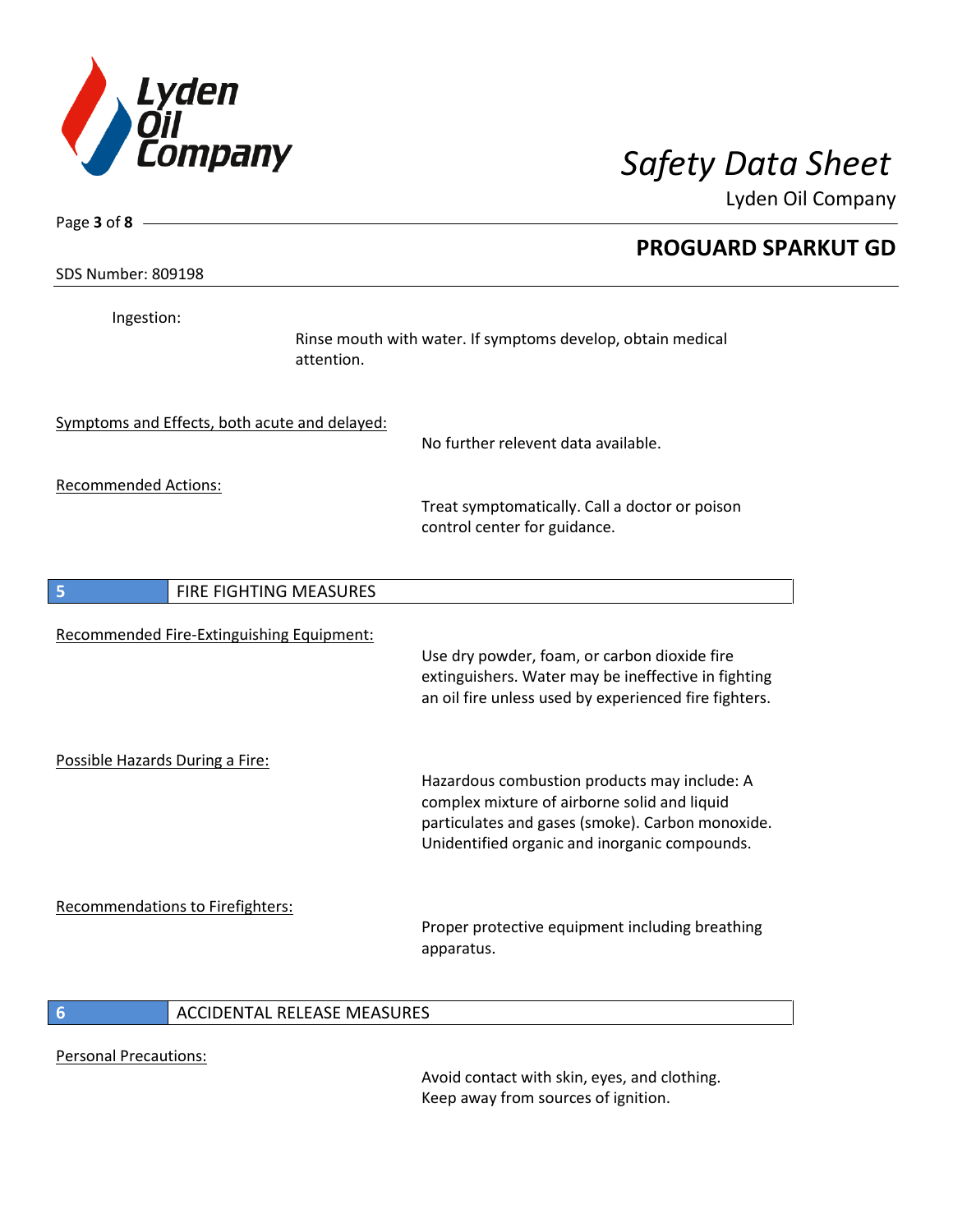Ingestion:

Rinse mouth with water. If symptoms develop, obtain medical attention.

Symptoms and Effects, both acute and delayed:

No further relevent data available.

Recommended Actions:

Treat symptomatically. Call a doctor or poison control center for guidance.

## 5 FIRE FIGHTING MEASURES

Recommended Fire-Extinguishing Equipment:

Use dry powder, foam, or carbon dioxide fire extinguishers. Water may be ineffective in fighting an oil fire unless used by experienced fire fighters.

Possible Hazards During a Fire:

Hazardous combustion products may include: A complex mixture of airborne solid and liquid particulates and gases (smoke). Carbon monoxide. Unidentified organic and inorganic compounds.

Recommendations to Firefighters:

Proper protective equipment including breathing apparatus.

## 6 ACCIDENTAL RELEASE MEASURES

Personal Precautions:

Avoid contact with skin, eyes, and clothing. Keep away from sources of ignition.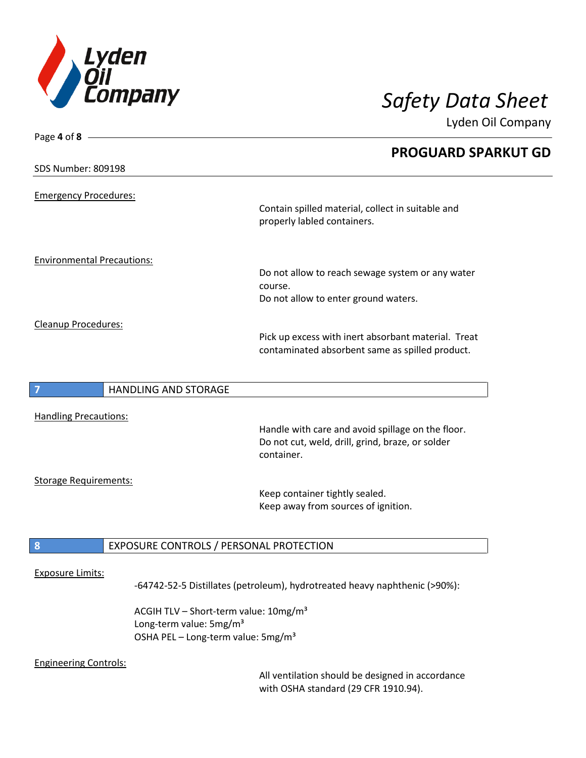## PROGUARD SPARKUT GD

SDS Number: 809198

Emergency Procedures:

Contain spilled material, collect in suitable and properly labled containers.

Environmental Precautions:

Do not allow to reach sewage system or any water course.
Do not allow to enter ground waters.

Cleanup Procedures:

Pick up excess with inert absorbant material. Treat contaminated absorbent same as spilled product.

## 7 HANDLING AND STORAGE

Handling Precautions:

Handle with care and avoid spillage on the floor.
Do not cut, weld, drill, grind, braze, or solder container.

Storage Requirements:

Keep container tightly sealed.
Keep away from sources of ignition.

## 8 EXPOSURE CONTROLS / PERSONAL PROTECTION

Exposure Limits:

-64742-52-5 Distillates (petroleum), hydrotreated heavy naphthenic (>90%):

ACGIH TLV – Short-term value: 10mg/m³
Long-term value: 5mg/m³
OSHA PEL – Long-term value: 5mg/m³

Engineering Controls:

All ventilation should be designed in accordance with OSHA standard (29 CFR 1910.94).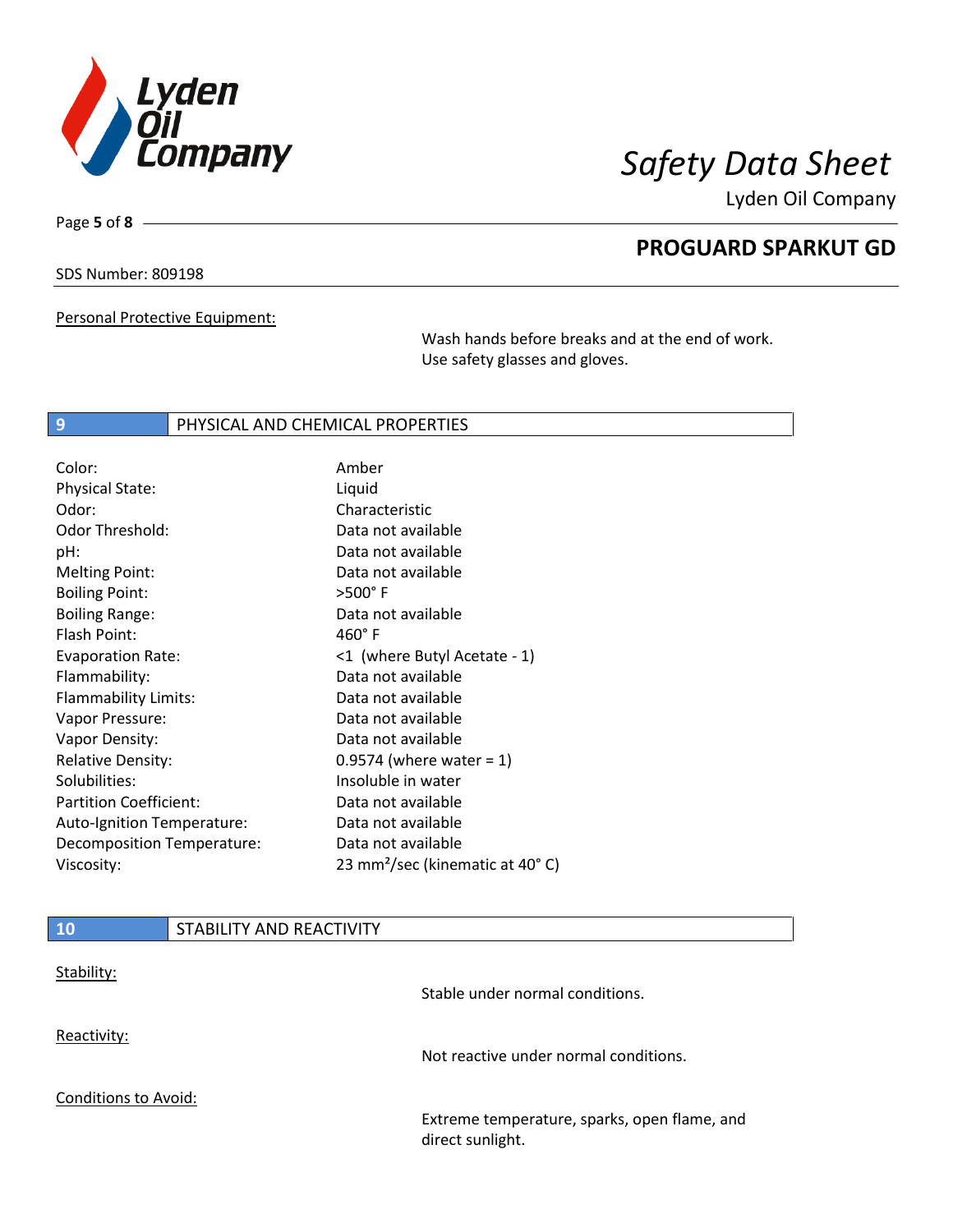Personal Protective Equipment:

Wash hands before breaks and at the end of work. Use safety glasses and gloves.

## 9 PHYSICAL AND CHEMICAL PROPERTIES

| Property | Value |
|---|---|
| Color: | Amber |
| Physical State: | Liquid |
| Odor: | Characteristic |
| Odor Threshold: | Data not available |
| pH: | Data not available |
| Melting Point: | Data not available |
| Boiling Point: | >500° F |
| Boiling Range: | Data not available |
| Flash Point: | 460° F |
| Evaporation Rate: | <1 (where Butyl Acetate - 1) |
| Flammability: | Data not available |
| Flammability Limits: | Data not available |
| Vapor Pressure: | Data not available |
| Vapor Density: | Data not available |
| Relative Density: | 0.9574 (where water = 1) |
| Solubilities: | Insoluble in water |
| Partition Coefficient: | Data not available |
| Auto-Ignition Temperature: | Data not available |
| Decomposition Temperature: | Data not available |
| Viscosity: | 23 $mm^2$/sec (kinematic at 40° C) |

## 10 STABILITY AND REACTIVITY

Stability:

Stable under normal conditions.

Reactivity:

Not reactive under normal conditions.

Conditions to Avoid:

Extreme temperature, sparks, open flame, and direct sunlight.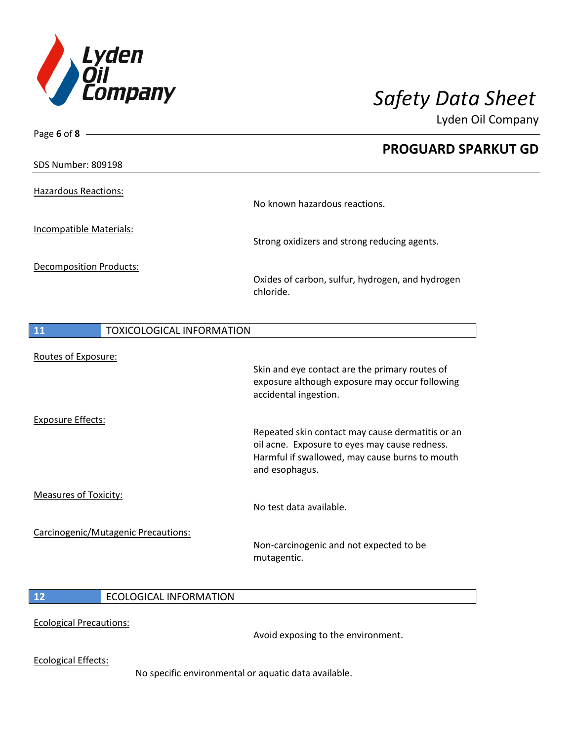SDS Number: 809198

Hazardous Reactions:

No known hazardous reactions.

Incompatible Materials:

Strong oxidizers and strong reducing agents.

Decomposition Products:

Oxides of carbon, sulfur, hydrogen, and hydrogen chloride.

## 11 TOXICOLOGICAL INFORMATION

Routes of Exposure:

Skin and eye contact are the primary routes of exposure although exposure may occur following accidental ingestion.

Exposure Effects:

Repeated skin contact may cause dermatitis or an oil acne. Exposure to eyes may cause redness. Harmful if swallowed, may cause burns to mouth and esophagus.

Measures of Toxicity:

No test data available.

Carcinogenic/Mutagenic Precautions:

Non-carcinogenic and not expected to be mutagentic.

## 12 ECOLOGICAL INFORMATION

Ecological Precautions:

Avoid exposing to the environment.

Ecological Effects:

No specific environmental or aquatic data available.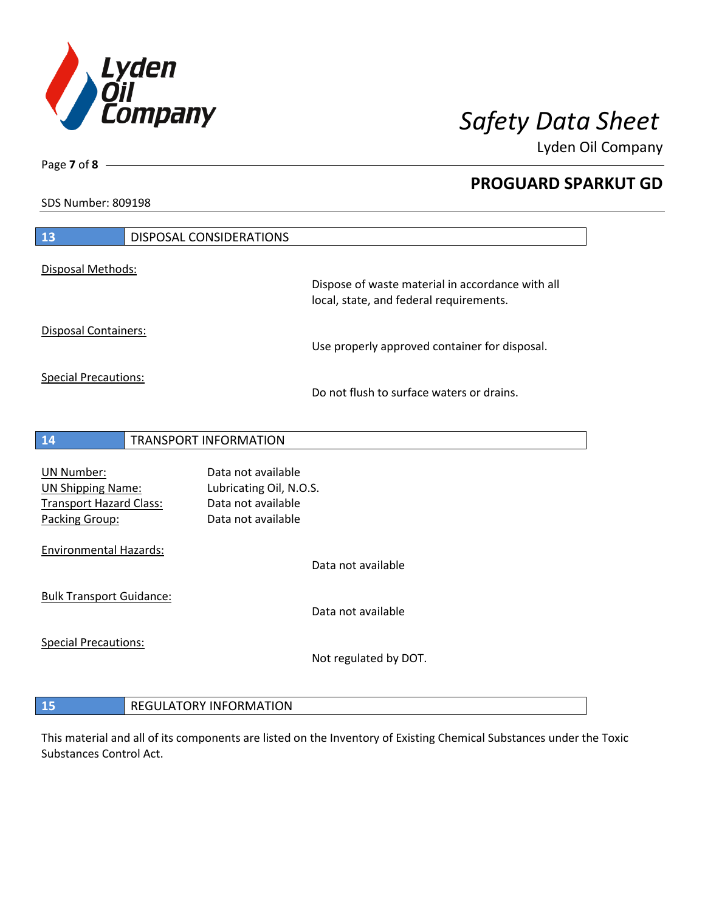## 13 DISPOSAL CONSIDERATIONS

Disposal Methods:

Dispose of waste material in accordance with all local, state, and federal requirements.

Disposal Containers:

Use properly approved container for disposal.

Special Precautions:

Do not flush to surface waters or drains.

## 14 TRANSPORT INFORMATION

| | |
|---|---|
| UN Number: | Data not available |
| UN Shipping Name: | Lubricating Oil, N.O.S. |
| Transport Hazard Class: | Data not available |
| Packing Group: | Data not available |

Environmental Hazards:

Data not available

Bulk Transport Guidance:

Data not available

Special Precautions:

Not regulated by DOT.

## 15 REGULATORY INFORMATION

This material and all of its components are listed on the Inventory of Existing Chemical Substances under the Toxic Substances Control Act.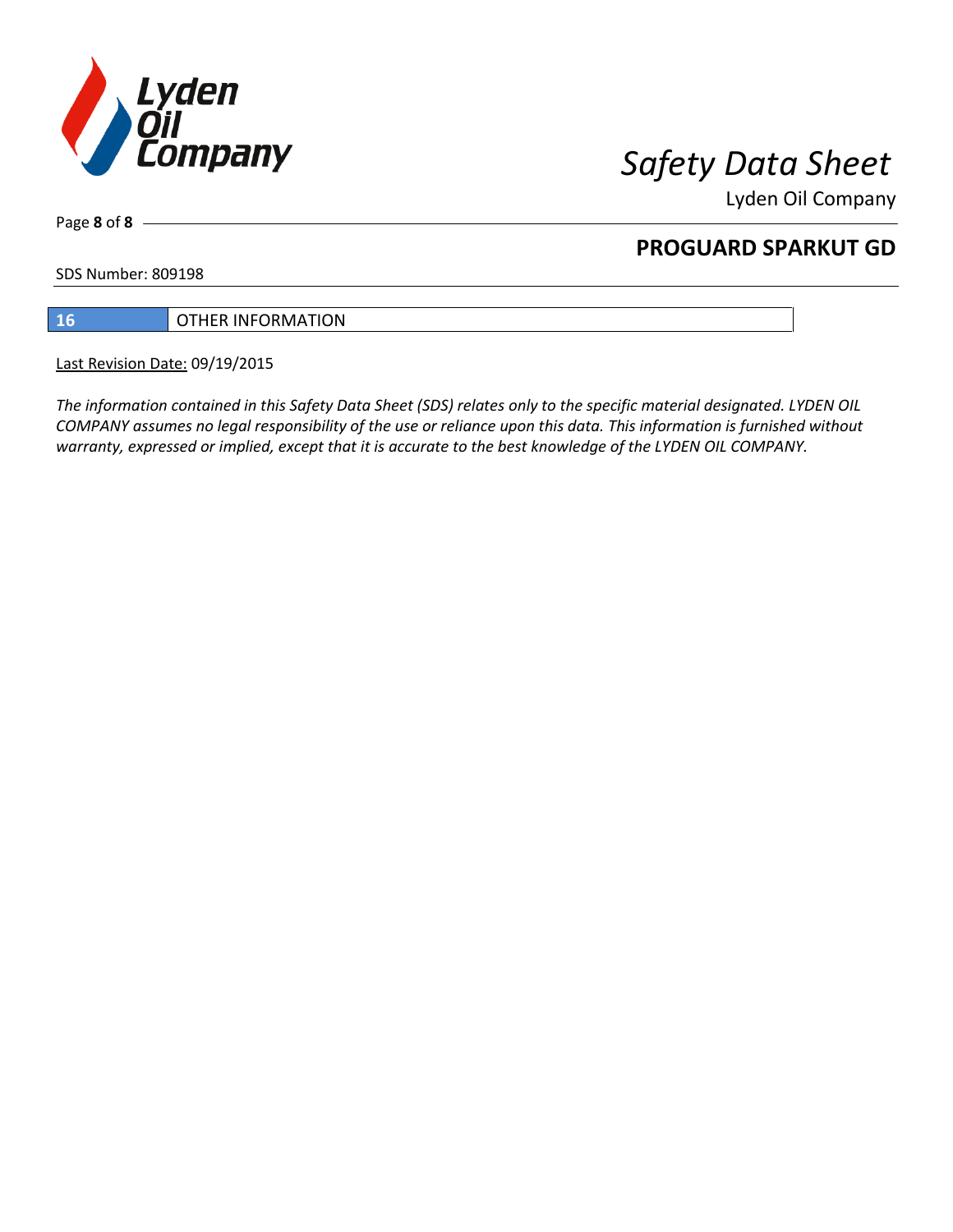## 16 OTHER INFORMATION

Last Revision Date: 09/19/2015

*The information contained in this Safety Data Sheet (SDS) relates only to the specific material designated. LYDEN OIL COMPANY assumes no legal responsibility of the use or reliance upon this data. This information is furnished without warranty, expressed or implied, except that it is accurate to the best knowledge of the LYDEN OIL COMPANY.*